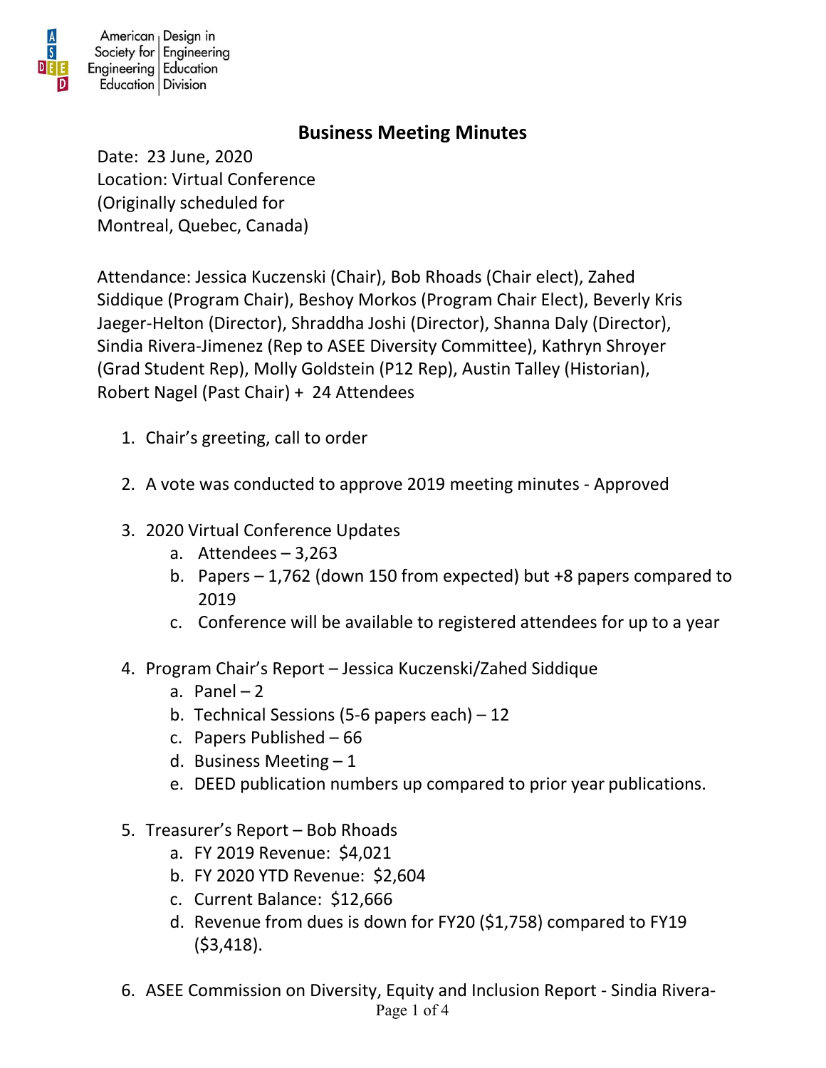American Society for Engineering Education | Design in Engineering Education Division

# Business Meeting Minutes

Date: 23 June, 2020
Location: Virtual Conference
(Originally scheduled for
Montreal, Quebec, Canada)

Attendance: Jessica Kuczenski (Chair), Bob Rhoads (Chair elect), Zahed Siddique (Program Chair), Beshoy Morkos (Program Chair Elect), Beverly Kris Jaeger-Helton (Director), Shraddha Joshi (Director), Shanna Daly (Director), Sindia Rivera-Jimenez (Rep to ASEE Diversity Committee), Kathryn Shroyer (Grad Student Rep), Molly Goldstein (P12 Rep), Austin Talley (Historian), Robert Nagel (Past Chair) + 24 Attendees

1. Chair's greeting, call to order

2. A vote was conducted to approve 2019 meeting minutes - Approved

3. 2020 Virtual Conference Updates
   a. Attendees – 3,263
   b. Papers – 1,762 (down 150 from expected) but +8 papers compared to 2019
   c. Conference will be available to registered attendees for up to a year

4. Program Chair's Report – Jessica Kuczenski/Zahed Siddique
   a. Panel – 2
   b. Technical Sessions (5-6 papers each) – 12
   c. Papers Published – 66
   d. Business Meeting – 1
   e. DEED publication numbers up compared to prior year publications.

5. Treasurer's Report – Bob Rhoads
   a. FY 2019 Revenue: $4,021
   b. FY 2020 YTD Revenue: $2,604
   c. Current Balance: $12,666
   d. Revenue from dues is down for FY20 ($1,758) compared to FY19 ($3,418).

6. ASEE Commission on Diversity, Equity and Inclusion Report - Sindia Rivera-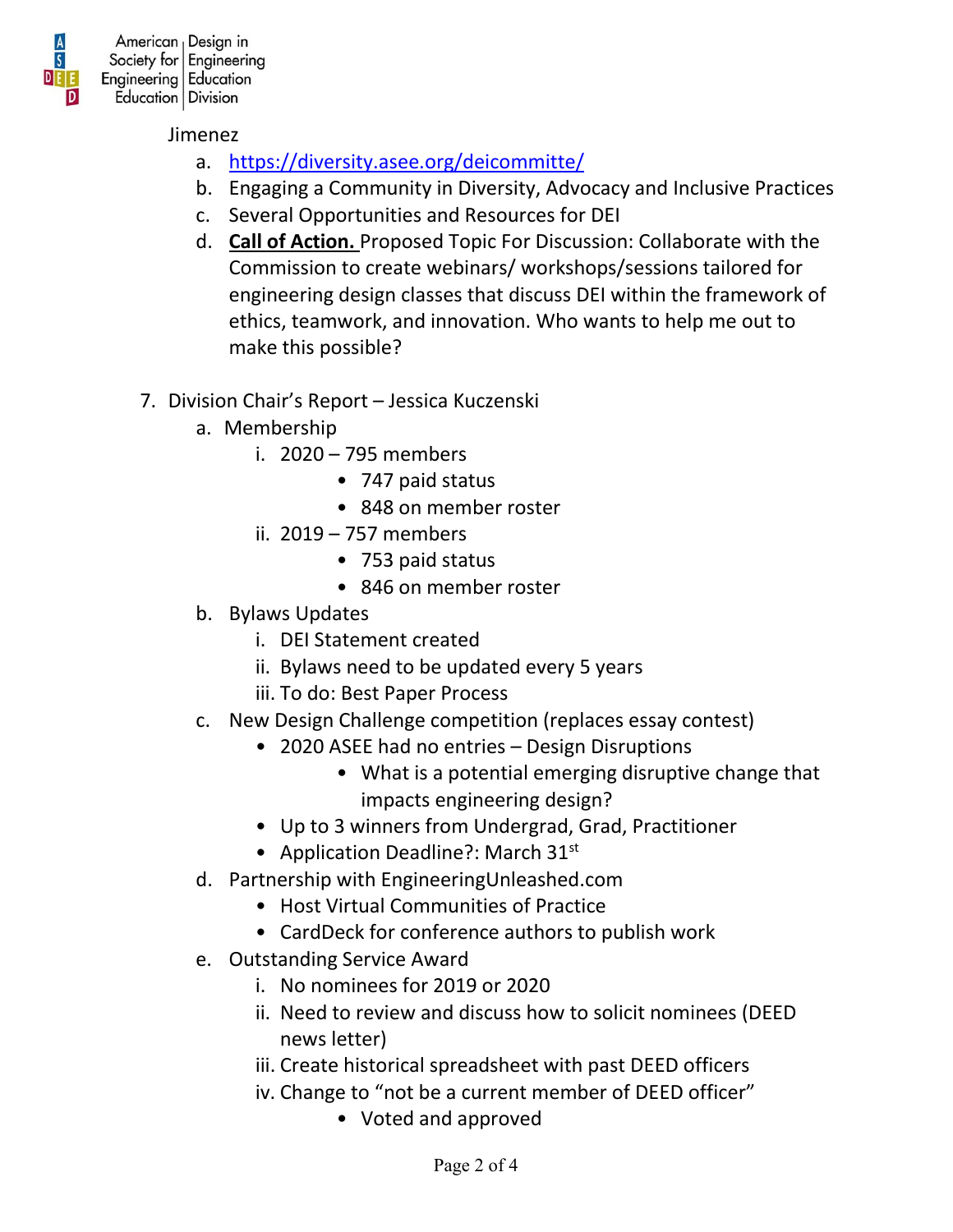Jimenez

a. https://diversity.asee.org/deicommitte/
b. Engaging a Community in Diversity, Advocacy and Inclusive Practices
c. Several Opportunities and Resources for DEI
d. **Call of Action.** Proposed Topic For Discussion: Collaborate with the Commission to create webinars/ workshops/sessions tailored for engineering design classes that discuss DEI within the framework of ethics, teamwork, and innovation. Who wants to help me out to make this possible?

7. Division Chair's Report – Jessica Kuczenski
   a. Membership
      i. 2020 – 795 members
         - 747 paid status
         - 848 on member roster
      ii. 2019 – 757 members
         - 753 paid status
         - 846 on member roster
   b. Bylaws Updates
      i. DEI Statement created
      ii. Bylaws need to be updated every 5 years
      iii. To do: Best Paper Process
   c. New Design Challenge competition (replaces essay contest)
      - 2020 ASEE had no entries – Design Disruptions
         - What is a potential emerging disruptive change that impacts engineering design?
      - Up to 3 winners from Undergrad, Grad, Practitioner
      - Application Deadline?: March 31st
   d. Partnership with EngineeringUnleashed.com
      - Host Virtual Communities of Practice
      - CardDeck for conference authors to publish work
   e. Outstanding Service Award
      i. No nominees for 2019 or 2020
      ii. Need to review and discuss how to solicit nominees (DEED news letter)
      iii. Create historical spreadsheet with past DEED officers
      iv. Change to "not be a current member of DEED officer"
         - Voted and approved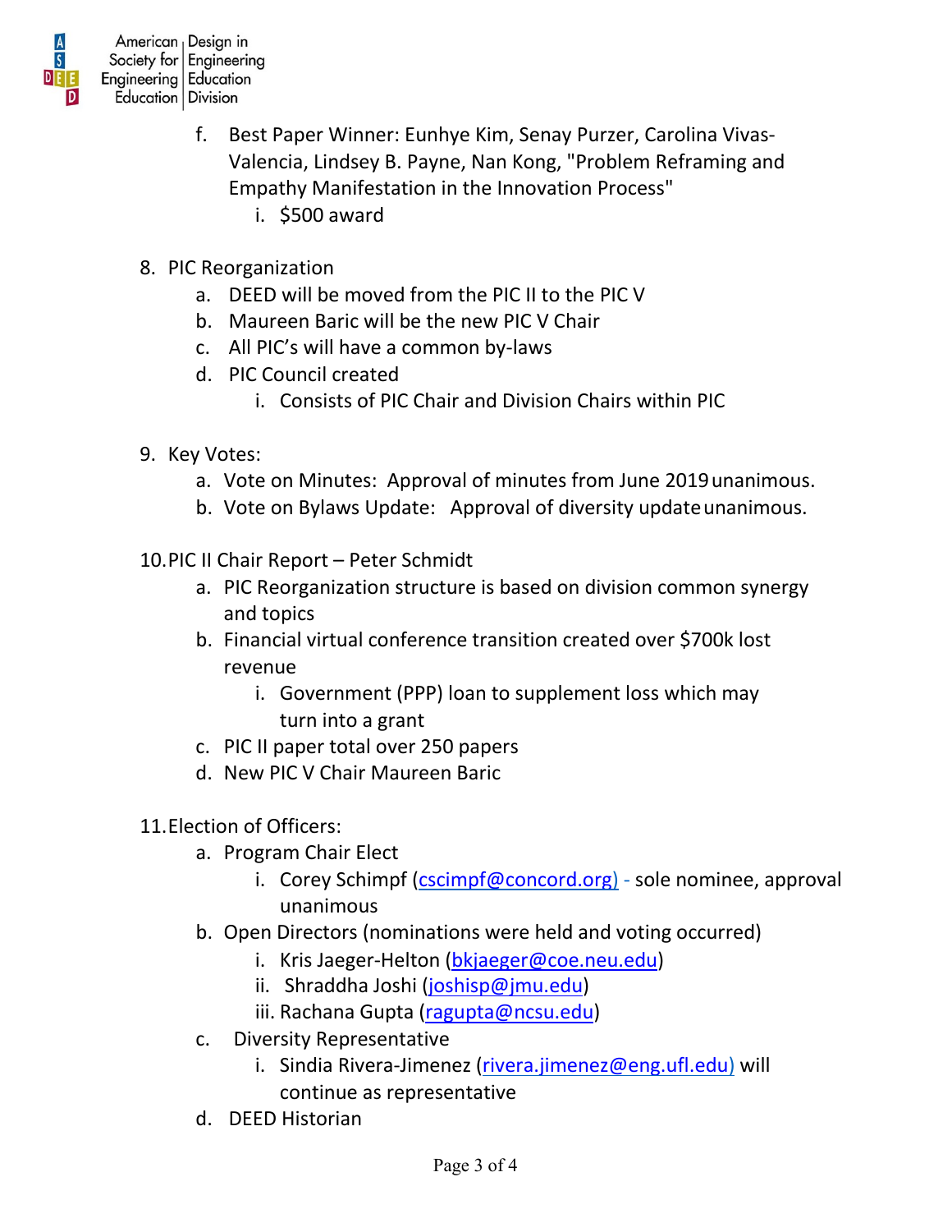f. Best Paper Winner: Eunhye Kim, Senay Purzer, Carolina Vivas-Valencia, Lindsey B. Payne, Nan Kong, "Problem Reframing and Empathy Manifestation in the Innovation Process"
   i. $500 award

8. PIC Reorganization
   a. DEED will be moved from the PIC II to the PIC V
   b. Maureen Baric will be the new PIC V Chair
   c. All PIC's will have a common by-laws
   d. PIC Council created
      i. Consists of PIC Chair and Division Chairs within PIC

9. Key Votes:
   a. Vote on Minutes: Approval of minutes from June 2019 unanimous.
   b. Vote on Bylaws Update: Approval of diversity update unanimous.

10. PIC II Chair Report – Peter Schmidt
   a. PIC Reorganization structure is based on division common synergy and topics
   b. Financial virtual conference transition created over $700k lost revenue
      i. Government (PPP) loan to supplement loss which may turn into a grant
   c. PIC II paper total over 250 papers
   d. New PIC V Chair Maureen Baric

11. Election of Officers:
   a. Program Chair Elect
      i. Corey Schimpf (cscimpf@concord.org) - sole nominee, approval unanimous
   b. Open Directors (nominations were held and voting occurred)
      i. Kris Jaeger-Helton (bkjaeger@coe.neu.edu)
      ii. Shraddha Joshi (joshisp@jmu.edu)
      iii. Rachana Gupta (ragupta@ncsu.edu)
   c. Diversity Representative
      i. Sindia Rivera-Jimenez (rivera.jimenez@eng.ufl.edu) will continue as representative
   d. DEED Historian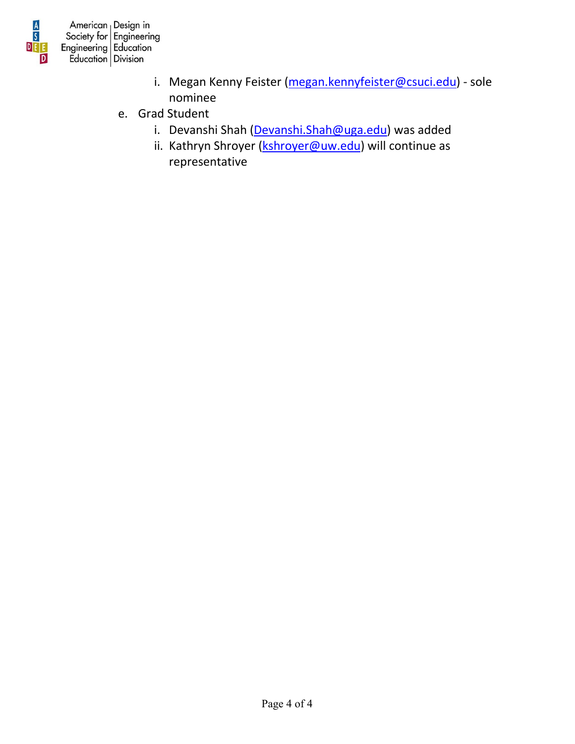i. Megan Kenny Feister (megan.kennyfeister@csuci.edu) - sole nominee

e. Grad Student

   i. Devanshi Shah (Devanshi.Shah@uga.edu) was added

   ii. Kathryn Shroyer (kshroyer@uw.edu) will continue as representative